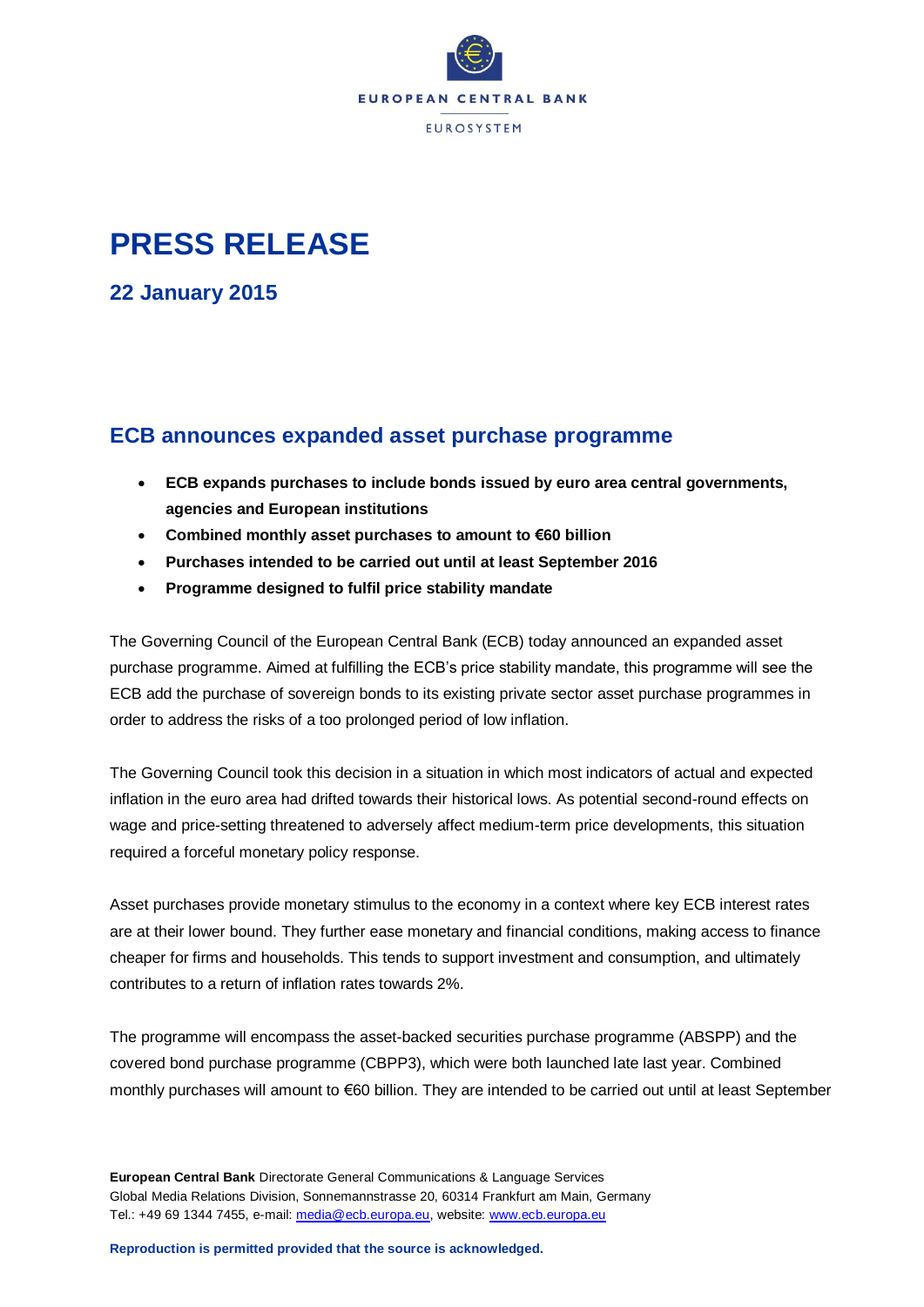EUROPEAN CENTRAL BANK

EUROSYSTEM

# PRESS RELEASE

## 22 January 2015

## ECB announces expanded asset purchase programme

- **ECB expands purchases to include bonds issued by euro area central governments, agencies and European institutions**
- **Combined monthly asset purchases to amount to €60 billion**
- **Purchases intended to be carried out until at least September 2016**
- **Programme designed to fulfil price stability mandate**

The Governing Council of the European Central Bank (ECB) today announced an expanded asset purchase programme. Aimed at fulfilling the ECB's price stability mandate, this programme will see the ECB add the purchase of sovereign bonds to its existing private sector asset purchase programmes in order to address the risks of a too prolonged period of low inflation.

The Governing Council took this decision in a situation in which most indicators of actual and expected inflation in the euro area had drifted towards their historical lows. As potential second-round effects on wage and price-setting threatened to adversely affect medium-term price developments, this situation required a forceful monetary policy response.

Asset purchases provide monetary stimulus to the economy in a context where key ECB interest rates are at their lower bound. They further ease monetary and financial conditions, making access to finance cheaper for firms and households. This tends to support investment and consumption, and ultimately contributes to a return of inflation rates towards 2%.

The programme will encompass the asset-backed securities purchase programme (ABSPP) and the covered bond purchase programme (CBPP3), which were both launched late last year. Combined monthly purchases will amount to €60 billion. They are intended to be carried out until at least September

**European Central Bank** Directorate General Communications & Language Services
Global Media Relations Division, Sonnemannstrasse 20, 60314 Frankfurt am Main, Germany
Tel.: +49 69 1344 7455, e-mail: media@ecb.europa.eu, website: www.ecb.europa.eu

**Reproduction is permitted provided that the source is acknowledged.**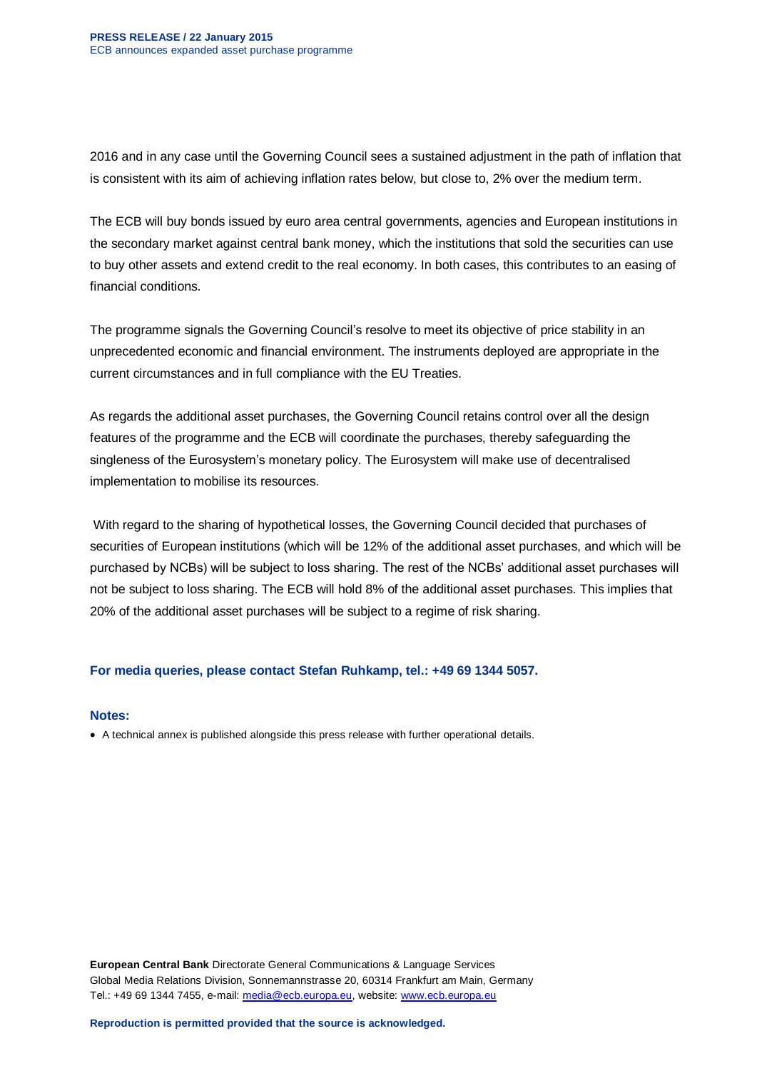2016 and in any case until the Governing Council sees a sustained adjustment in the path of inflation that is consistent with its aim of achieving inflation rates below, but close to, 2% over the medium term.

The ECB will buy bonds issued by euro area central governments, agencies and European institutions in the secondary market against central bank money, which the institutions that sold the securities can use to buy other assets and extend credit to the real economy. In both cases, this contributes to an easing of financial conditions.

The programme signals the Governing Council's resolve to meet its objective of price stability in an unprecedented economic and financial environment. The instruments deployed are appropriate in the current circumstances and in full compliance with the EU Treaties.

As regards the additional asset purchases, the Governing Council retains control over all the design features of the programme and the ECB will coordinate the purchases, thereby safeguarding the singleness of the Eurosystem's monetary policy. The Eurosystem will make use of decentralised implementation to mobilise its resources.

With regard to the sharing of hypothetical losses, the Governing Council decided that purchases of securities of European institutions (which will be 12% of the additional asset purchases, and which will be purchased by NCBs) will be subject to loss sharing. The rest of the NCBs' additional asset purchases will not be subject to loss sharing. The ECB will hold 8% of the additional asset purchases. This implies that 20% of the additional asset purchases will be subject to a regime of risk sharing.

**For media queries, please contact Stefan Ruhkamp, tel.: +49 69 1344 5057.**

**Notes:**

- A technical annex is published alongside this press release with further operational details.

**European Central Bank** Directorate General Communications & Language Services
Global Media Relations Division, Sonnemannstrasse 20, 60314 Frankfurt am Main, Germany
Tel.: +49 69 1344 7455, e-mail: media@ecb.europa.eu, website: www.ecb.europa.eu

**Reproduction is permitted provided that the source is acknowledged.**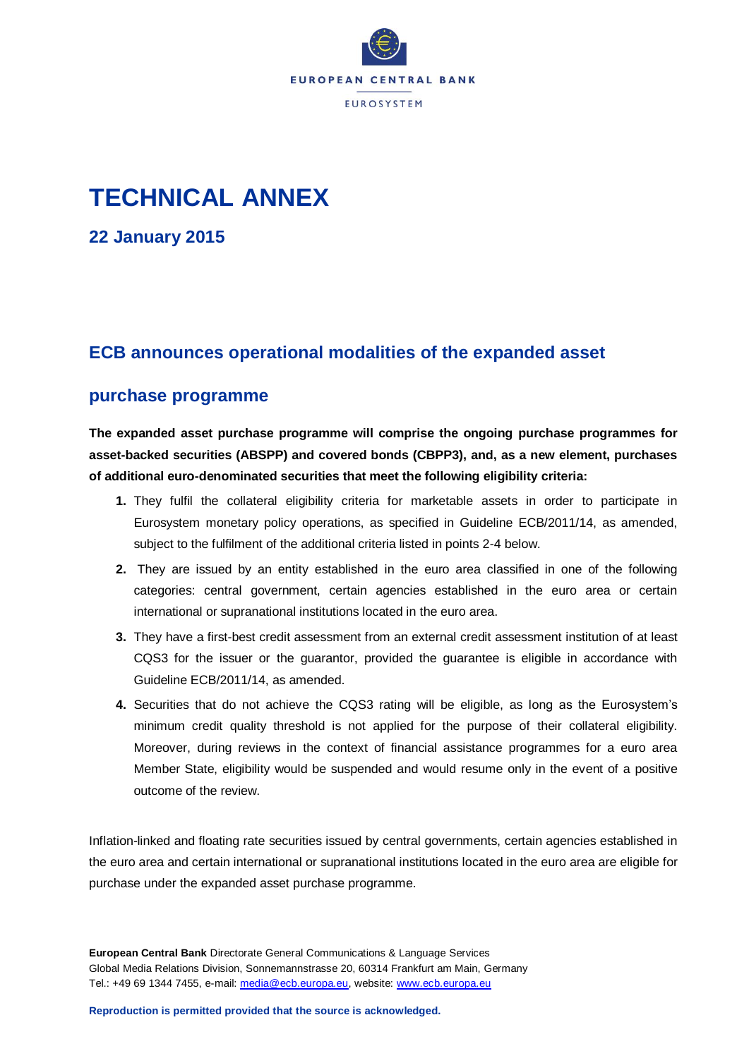EUROPEAN CENTRAL BANK

EUROSYSTEM

# TECHNICAL ANNEX

## 22 January 2015

## ECB announces operational modalities of the expanded asset purchase programme

**The expanded asset purchase programme will comprise the ongoing purchase programmes for asset-backed securities (ABSPP) and covered bonds (CBPP3), and, as a new element, purchases of additional euro-denominated securities that meet the following eligibility criteria:**

1. They fulfil the collateral eligibility criteria for marketable assets in order to participate in Eurosystem monetary policy operations, as specified in Guideline ECB/2011/14, as amended, subject to the fulfilment of the additional criteria listed in points 2-4 below.
2. They are issued by an entity established in the euro area classified in one of the following categories: central government, certain agencies established in the euro area or certain international or supranational institutions located in the euro area.
3. They have a first-best credit assessment from an external credit assessment institution of at least CQS3 for the issuer or the guarantor, provided the guarantee is eligible in accordance with Guideline ECB/2011/14, as amended.
4. Securities that do not achieve the CQS3 rating will be eligible, as long as the Eurosystem's minimum credit quality threshold is not applied for the purpose of their collateral eligibility. Moreover, during reviews in the context of financial assistance programmes for a euro area Member State, eligibility would be suspended and would resume only in the event of a positive outcome of the review.

Inflation-linked and floating rate securities issued by central governments, certain agencies established in the euro area and certain international or supranational institutions located in the euro area are eligible for purchase under the expanded asset purchase programme.

**European Central Bank** Directorate General Communications & Language Services
Global Media Relations Division, Sonnemannstrasse 20, 60314 Frankfurt am Main, Germany
Tel.: +49 69 1344 7455, e-mail: media@ecb.europa.eu, website: www.ecb.europa.eu

**Reproduction is permitted provided that the source is acknowledged.**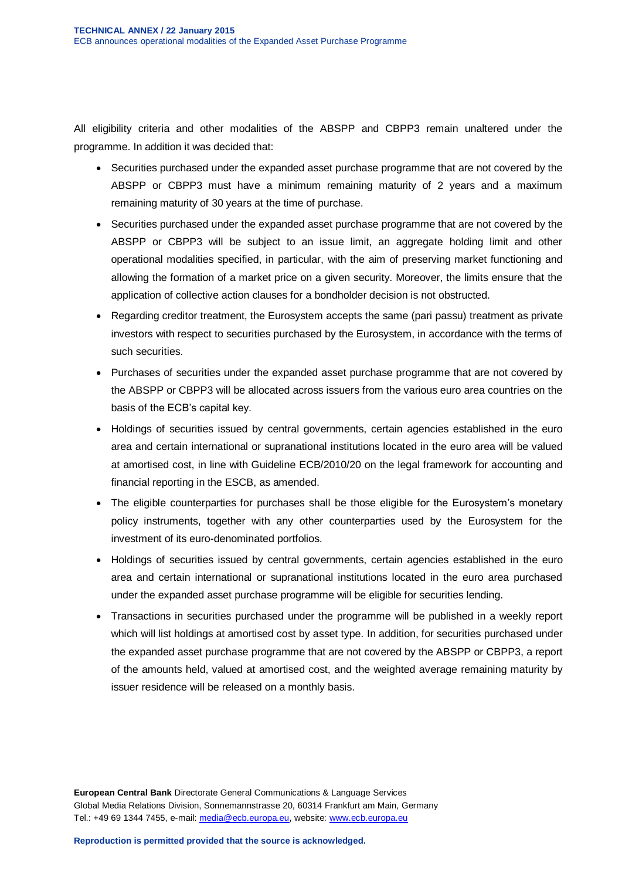All eligibility criteria and other modalities of the ABSPP and CBPP3 remain unaltered under the programme. In addition it was decided that:

- Securities purchased under the expanded asset purchase programme that are not covered by the ABSPP or CBPP3 must have a minimum remaining maturity of 2 years and a maximum remaining maturity of 30 years at the time of purchase.
- Securities purchased under the expanded asset purchase programme that are not covered by the ABSPP or CBPP3 will be subject to an issue limit, an aggregate holding limit and other operational modalities specified, in particular, with the aim of preserving market functioning and allowing the formation of a market price on a given security. Moreover, the limits ensure that the application of collective action clauses for a bondholder decision is not obstructed.
- Regarding creditor treatment, the Eurosystem accepts the same (pari passu) treatment as private investors with respect to securities purchased by the Eurosystem, in accordance with the terms of such securities.
- Purchases of securities under the expanded asset purchase programme that are not covered by the ABSPP or CBPP3 will be allocated across issuers from the various euro area countries on the basis of the ECB's capital key.
- Holdings of securities issued by central governments, certain agencies established in the euro area and certain international or supranational institutions located in the euro area will be valued at amortised cost, in line with Guideline ECB/2010/20 on the legal framework for accounting and financial reporting in the ESCB, as amended.
- The eligible counterparties for purchases shall be those eligible for the Eurosystem's monetary policy instruments, together with any other counterparties used by the Eurosystem for the investment of its euro-denominated portfolios.
- Holdings of securities issued by central governments, certain agencies established in the euro area and certain international or supranational institutions located in the euro area purchased under the expanded asset purchase programme will be eligible for securities lending.
- Transactions in securities purchased under the programme will be published in a weekly report which will list holdings at amortised cost by asset type. In addition, for securities purchased under the expanded asset purchase programme that are not covered by the ABSPP or CBPP3, a report of the amounts held, valued at amortised cost, and the weighted average remaining maturity by issuer residence will be released on a monthly basis.